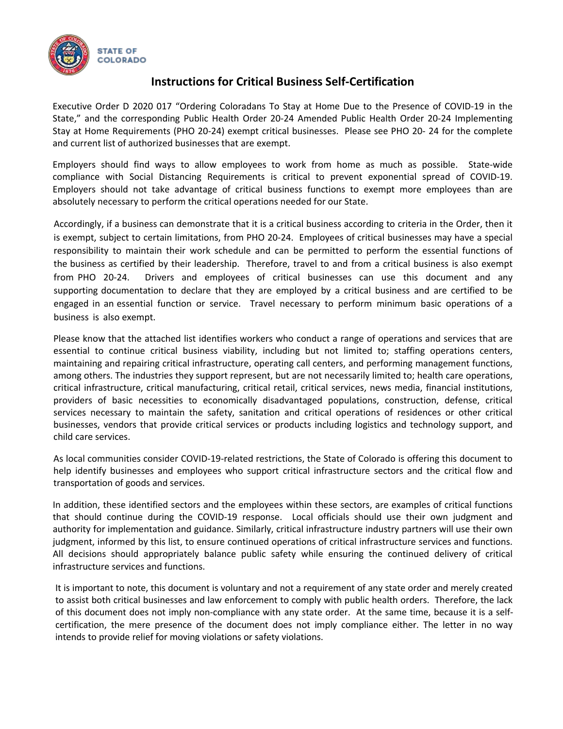STATE OF COLORADO

# Instructions for Critical Business Self-Certification

Executive Order D 2020 017 "Ordering Coloradans To Stay at Home Due to the Presence of COVID-19 in the State," and the corresponding Public Health Order 20-24 Amended Public Health Order 20-24 Implementing Stay at Home Requirements (PHO 20-24) exempt critical businesses. Please see PHO 20- 24 for the complete and current list of authorized businesses that are exempt.

Employers should find ways to allow employees to work from home as much as possible. State-wide compliance with Social Distancing Requirements is critical to prevent exponential spread of COVID-19. Employers should not take advantage of critical business functions to exempt more employees than are absolutely necessary to perform the critical operations needed for our State.

Accordingly, if a business can demonstrate that it is a critical business according to criteria in the Order, then it is exempt, subject to certain limitations, from PHO 20-24. Employees of critical businesses may have a special responsibility to maintain their work schedule and can be permitted to perform the essential functions of the business as certified by their leadership. Therefore, travel to and from a critical business is also exempt from PHO 20-24. Drivers and employees of critical businesses can use this document and any supporting documentation to declare that they are employed by a critical business and are certified to be engaged in an essential function or service. Travel necessary to perform minimum basic operations of a business is also exempt.

Please know that the attached list identifies workers who conduct a range of operations and services that are essential to continue critical business viability, including but not limited to; staffing operations centers, maintaining and repairing critical infrastructure, operating call centers, and performing management functions, among others. The industries they support represent, but are not necessarily limited to; health care operations, critical infrastructure, critical manufacturing, critical retail, critical services, news media, financial institutions, providers of basic necessities to economically disadvantaged populations, construction, defense, critical services necessary to maintain the safety, sanitation and critical operations of residences or other critical businesses, vendors that provide critical services or products including logistics and technology support, and child care services.

As local communities consider COVID-19-related restrictions, the State of Colorado is offering this document to help identify businesses and employees who support critical infrastructure sectors and the critical flow and transportation of goods and services.

In addition, these identified sectors and the employees within these sectors, are examples of critical functions that should continue during the COVID-19 response. Local officials should use their own judgment and authority for implementation and guidance. Similarly, critical infrastructure industry partners will use their own judgment, informed by this list, to ensure continued operations of critical infrastructure services and functions. All decisions should appropriately balance public safety while ensuring the continued delivery of critical infrastructure services and functions.

It is important to note, this document is voluntary and not a requirement of any state order and merely created to assist both critical businesses and law enforcement to comply with public health orders. Therefore, the lack of this document does not imply non-compliance with any state order. At the same time, because it is a self-certification, the mere presence of the document does not imply compliance either. The letter in no way intends to provide relief for moving violations or safety violations.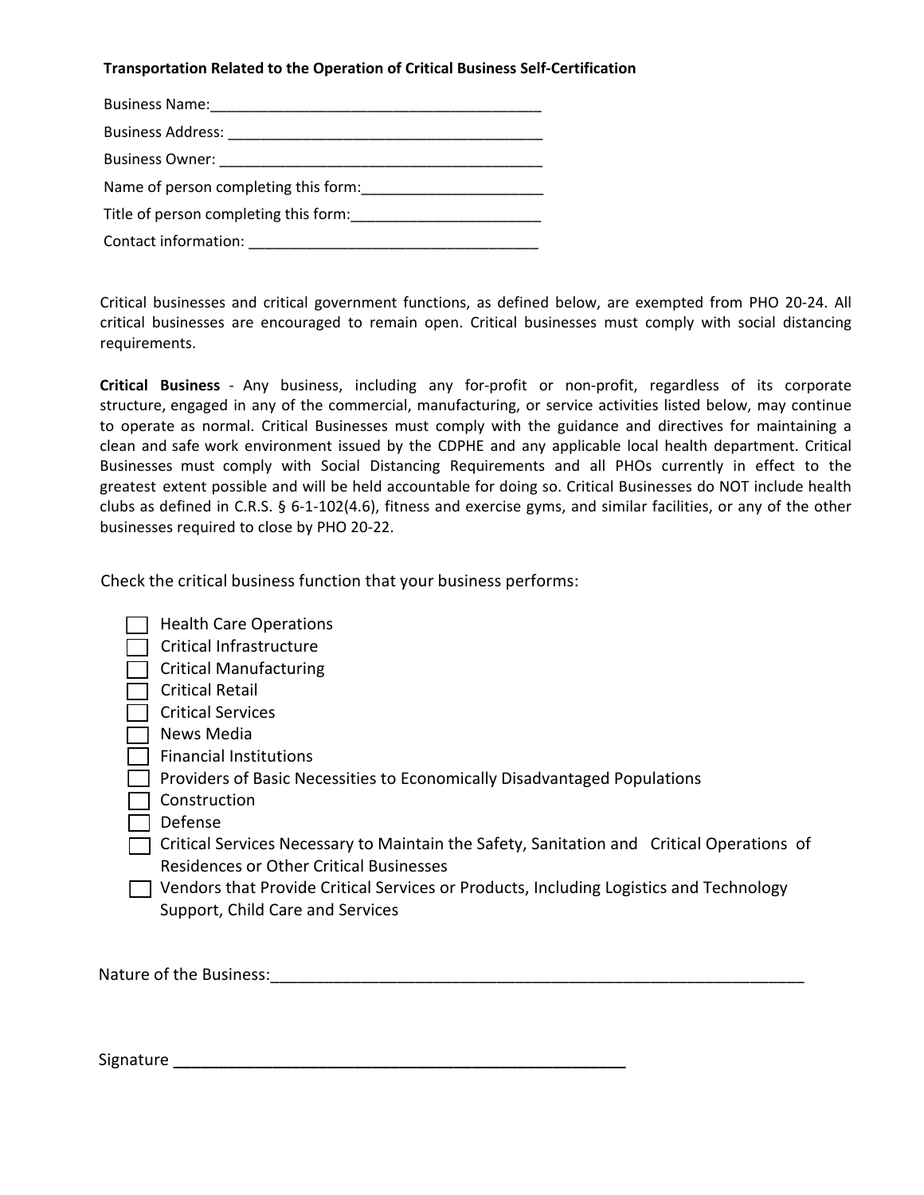**Transportation Related to the Operation of Critical Business Self-Certification**

Business Name:_________________________________________

Business Address: _______________________________________

Business Owner: ________________________________________

Name of person completing this form:______________________

Title of person completing this form:_______________________

Contact information: ___________________________________

Critical businesses and critical government functions, as defined below, are exempted from PHO 20-24. All critical businesses are encouraged to remain open. Critical businesses must comply with social distancing requirements.

**Critical Business** - Any business, including any for-profit or non-profit, regardless of its corporate structure, engaged in any of the commercial, manufacturing, or service activities listed below, may continue to operate as normal. Critical Businesses must comply with the guidance and directives for maintaining a clean and safe work environment issued by the CDPHE and any applicable local health department. Critical Businesses must comply with Social Distancing Requirements and all PHOs currently in effect to the greatest extent possible and will be held accountable for doing so. Critical Businesses do NOT include health clubs as defined in C.R.S. § 6-1-102(4.6), fitness and exercise gyms, and similar facilities, or any of the other businesses required to close by PHO 20-22.

Check the critical business function that your business performs:

- ☐ Health Care Operations
- ☐ Critical Infrastructure
- ☐ Critical Manufacturing
- ☐ Critical Retail
- ☐ Critical Services
- ☐ News Media
- ☐ Financial Institutions
- ☐ Providers of Basic Necessities to Economically Disadvantaged Populations
- ☐ Construction
- ☐ Defense
- ☐ Critical Services Necessary to Maintain the Safety, Sanitation and Critical Operations of Residences or Other Critical Businesses
- ☐ Vendors that Provide Critical Services or Products, Including Logistics and Technology Support, Child Care and Services

Nature of the Business:_____________________________________________________________

Signature ___________________________________________________